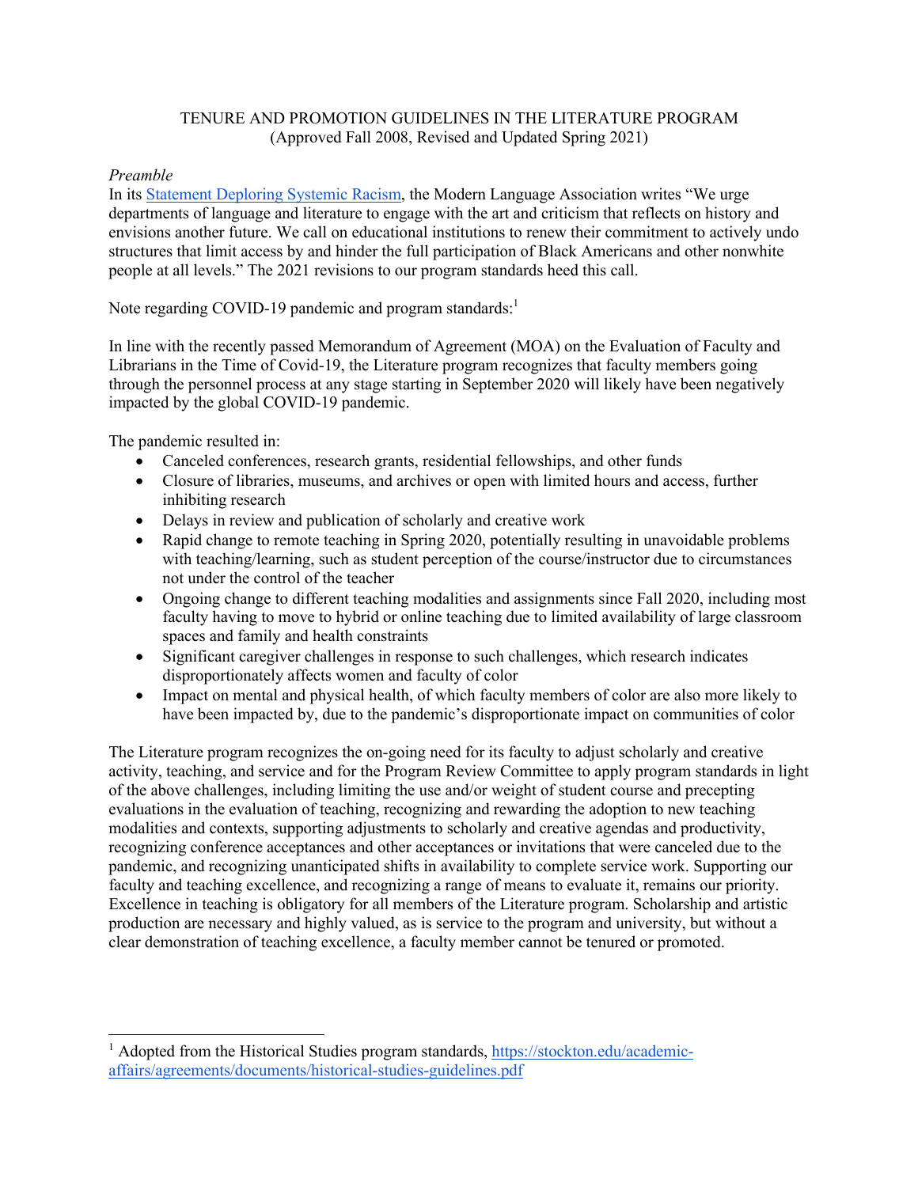# TENURE AND PROMOTION GUIDELINES IN THE LITERATURE PROGRAM
(Approved Fall 2008, Revised and Updated Spring 2021)

*Preamble*

In its [Statement Deploring Systemic Racism](#), the Modern Language Association writes "We urge departments of language and literature to engage with the art and criticism that reflects on history and envisions another future. We call on educational institutions to renew their commitment to actively undo structures that limit access by and hinder the full participation of Black Americans and other nonwhite people at all levels." The 2021 revisions to our program standards heed this call.

Note regarding COVID-19 pandemic and program standards:[1]

In line with the recently passed Memorandum of Agreement (MOA) on the Evaluation of Faculty and Librarians in the Time of Covid-19, the Literature program recognizes that faculty members going through the personnel process at any stage starting in September 2020 will likely have been negatively impacted by the global COVID-19 pandemic.

The pandemic resulted in:

- Canceled conferences, research grants, residential fellowships, and other funds
- Closure of libraries, museums, and archives or open with limited hours and access, further inhibiting research
- Delays in review and publication of scholarly and creative work
- Rapid change to remote teaching in Spring 2020, potentially resulting in unavoidable problems with teaching/learning, such as student perception of the course/instructor due to circumstances not under the control of the teacher
- Ongoing change to different teaching modalities and assignments since Fall 2020, including most faculty having to move to hybrid or online teaching due to limited availability of large classroom spaces and family and health constraints
- Significant caregiver challenges in response to such challenges, which research indicates disproportionately affects women and faculty of color
- Impact on mental and physical health, of which faculty members of color are also more likely to have been impacted by, due to the pandemic's disproportionate impact on communities of color

The Literature program recognizes the on-going need for its faculty to adjust scholarly and creative activity, teaching, and service and for the Program Review Committee to apply program standards in light of the above challenges, including limiting the use and/or weight of student course and precepting evaluations in the evaluation of teaching, recognizing and rewarding the adoption to new teaching modalities and contexts, supporting adjustments to scholarly and creative agendas and productivity, recognizing conference acceptances and other acceptances or invitations that were canceled due to the pandemic, and recognizing unanticipated shifts in availability to complete service work. Supporting our faculty and teaching excellence, and recognizing a range of means to evaluate it, remains our priority. Excellence in teaching is obligatory for all members of the Literature program. Scholarship and artistic production are necessary and highly valued, as is service to the program and university, but without a clear demonstration of teaching excellence, a faculty member cannot be tenured or promoted.

---

[1] Adopted from the Historical Studies program standards, https://stockton.edu/academic-affairs/agreements/documents/historical-studies-guidelines.pdf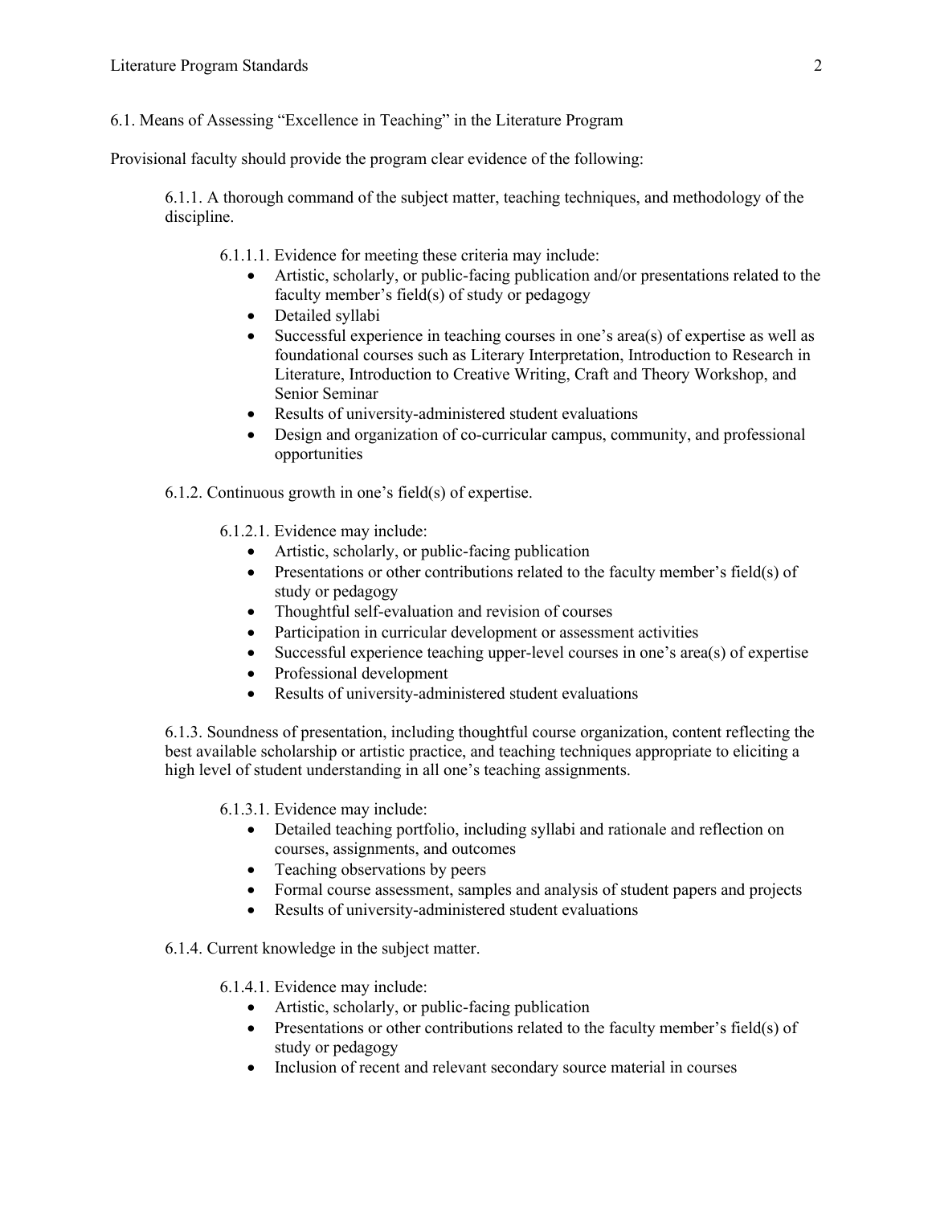6.1. Means of Assessing "Excellence in Teaching" in the Literature Program

Provisional faculty should provide the program clear evidence of the following:

6.1.1. A thorough command of the subject matter, teaching techniques, and methodology of the discipline.

6.1.1.1. Evidence for meeting these criteria may include:

- Artistic, scholarly, or public-facing publication and/or presentations related to the faculty member's field(s) of study or pedagogy
- Detailed syllabi
- Successful experience in teaching courses in one's area(s) of expertise as well as foundational courses such as Literary Interpretation, Introduction to Research in Literature, Introduction to Creative Writing, Craft and Theory Workshop, and Senior Seminar
- Results of university-administered student evaluations
- Design and organization of co-curricular campus, community, and professional opportunities

6.1.2. Continuous growth in one's field(s) of expertise.

6.1.2.1. Evidence may include:

- Artistic, scholarly, or public-facing publication
- Presentations or other contributions related to the faculty member's field(s) of study or pedagogy
- Thoughtful self-evaluation and revision of courses
- Participation in curricular development or assessment activities
- Successful experience teaching upper-level courses in one's area(s) of expertise
- Professional development
- Results of university-administered student evaluations

6.1.3. Soundness of presentation, including thoughtful course organization, content reflecting the best available scholarship or artistic practice, and teaching techniques appropriate to eliciting a high level of student understanding in all one's teaching assignments.

6.1.3.1. Evidence may include:

- Detailed teaching portfolio, including syllabi and rationale and reflection on courses, assignments, and outcomes
- Teaching observations by peers
- Formal course assessment, samples and analysis of student papers and projects
- Results of university-administered student evaluations

6.1.4. Current knowledge in the subject matter.

6.1.4.1. Evidence may include:

- Artistic, scholarly, or public-facing publication
- Presentations or other contributions related to the faculty member's field(s) of study or pedagogy
- Inclusion of recent and relevant secondary source material in courses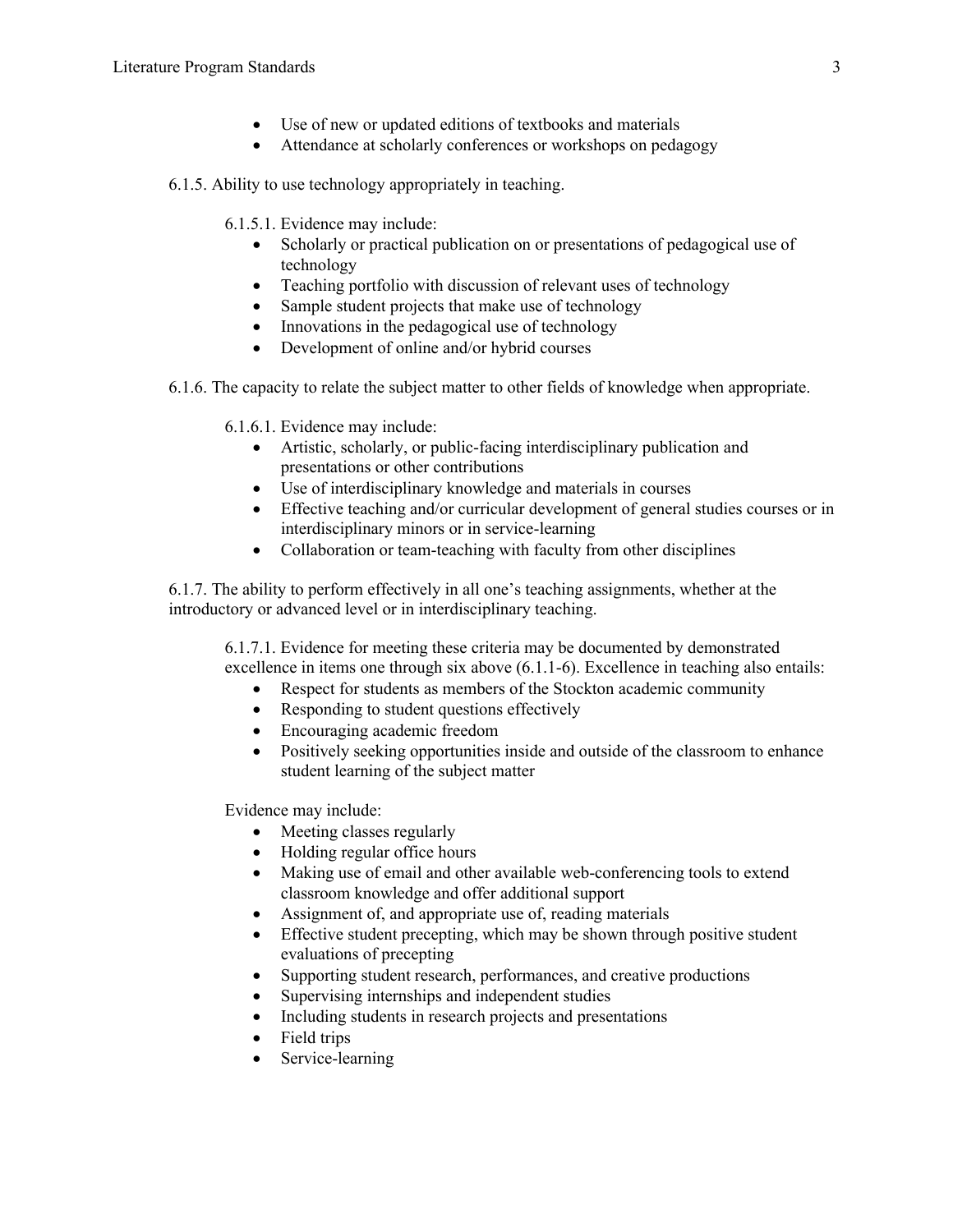- Use of new or updated editions of textbooks and materials
- Attendance at scholarly conferences or workshops on pedagogy

6.1.5. Ability to use technology appropriately in teaching.

6.1.5.1. Evidence may include:

- Scholarly or practical publication on or presentations of pedagogical use of technology
- Teaching portfolio with discussion of relevant uses of technology
- Sample student projects that make use of technology
- Innovations in the pedagogical use of technology
- Development of online and/or hybrid courses

6.1.6. The capacity to relate the subject matter to other fields of knowledge when appropriate.

6.1.6.1. Evidence may include:

- Artistic, scholarly, or public-facing interdisciplinary publication and presentations or other contributions
- Use of interdisciplinary knowledge and materials in courses
- Effective teaching and/or curricular development of general studies courses or in interdisciplinary minors or in service-learning
- Collaboration or team-teaching with faculty from other disciplines

6.1.7. The ability to perform effectively in all one's teaching assignments, whether at the introductory or advanced level or in interdisciplinary teaching.

6.1.7.1. Evidence for meeting these criteria may be documented by demonstrated excellence in items one through six above (6.1.1-6). Excellence in teaching also entails:

- Respect for students as members of the Stockton academic community
- Responding to student questions effectively
- Encouraging academic freedom
- Positively seeking opportunities inside and outside of the classroom to enhance student learning of the subject matter

Evidence may include:

- Meeting classes regularly
- Holding regular office hours
- Making use of email and other available web-conferencing tools to extend classroom knowledge and offer additional support
- Assignment of, and appropriate use of, reading materials
- Effective student precepting, which may be shown through positive student evaluations of precepting
- Supporting student research, performances, and creative productions
- Supervising internships and independent studies
- Including students in research projects and presentations
- Field trips
- Service-learning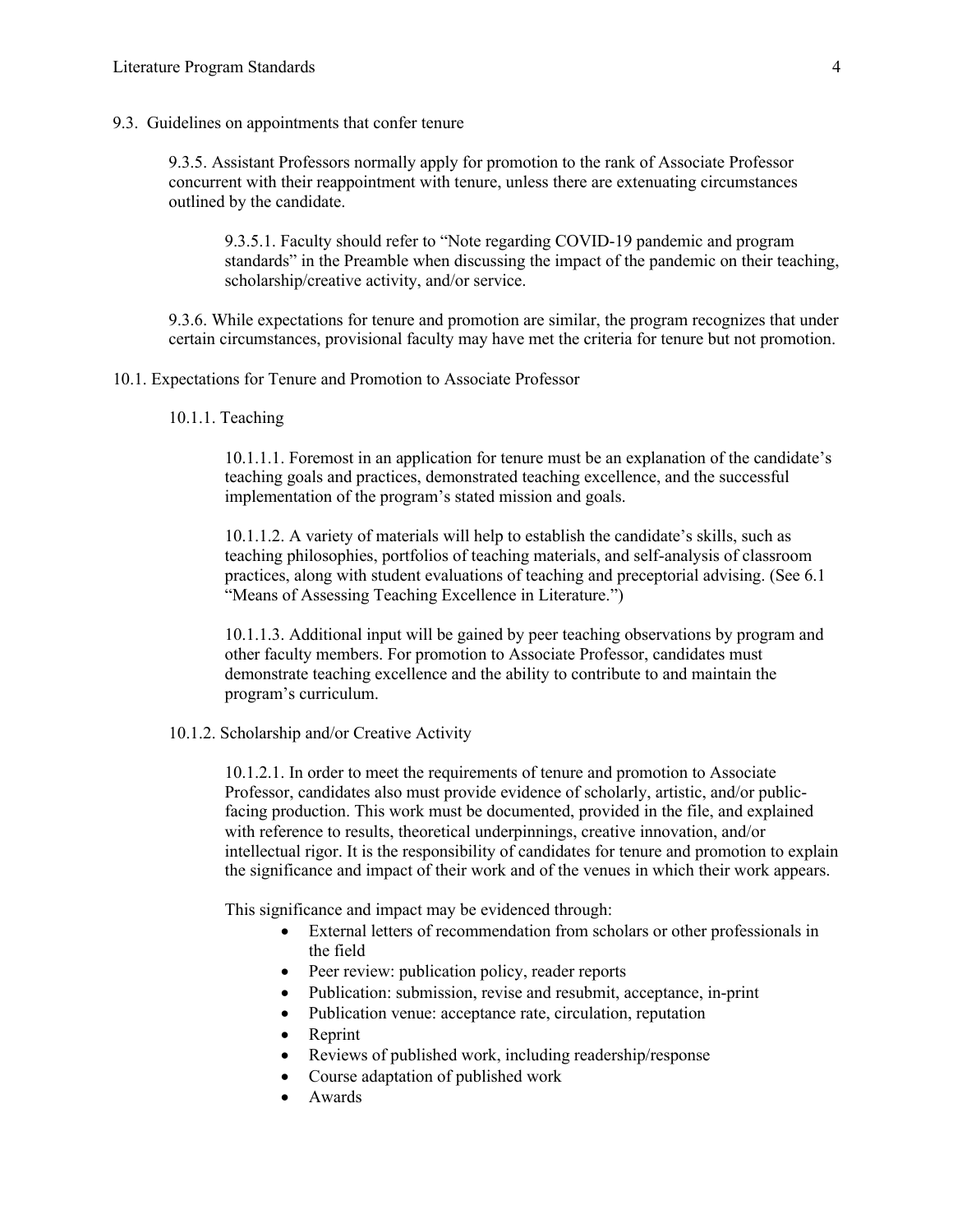9.3. Guidelines on appointments that confer tenure

9.3.5. Assistant Professors normally apply for promotion to the rank of Associate Professor concurrent with their reappointment with tenure, unless there are extenuating circumstances outlined by the candidate.

9.3.5.1. Faculty should refer to "Note regarding COVID-19 pandemic and program standards" in the Preamble when discussing the impact of the pandemic on their teaching, scholarship/creative activity, and/or service.

9.3.6. While expectations for tenure and promotion are similar, the program recognizes that under certain circumstances, provisional faculty may have met the criteria for tenure but not promotion.

10.1. Expectations for Tenure and Promotion to Associate Professor

10.1.1. Teaching

10.1.1.1. Foremost in an application for tenure must be an explanation of the candidate's teaching goals and practices, demonstrated teaching excellence, and the successful implementation of the program's stated mission and goals.

10.1.1.2. A variety of materials will help to establish the candidate's skills, such as teaching philosophies, portfolios of teaching materials, and self-analysis of classroom practices, along with student evaluations of teaching and preceptorial advising. (See 6.1 "Means of Assessing Teaching Excellence in Literature.")

10.1.1.3. Additional input will be gained by peer teaching observations by program and other faculty members. For promotion to Associate Professor, candidates must demonstrate teaching excellence and the ability to contribute to and maintain the program's curriculum.

10.1.2. Scholarship and/or Creative Activity

10.1.2.1. In order to meet the requirements of tenure and promotion to Associate Professor, candidates also must provide evidence of scholarly, artistic, and/or public-facing production. This work must be documented, provided in the file, and explained with reference to results, theoretical underpinnings, creative innovation, and/or intellectual rigor. It is the responsibility of candidates for tenure and promotion to explain the significance and impact of their work and of the venues in which their work appears.

This significance and impact may be evidenced through:

- External letters of recommendation from scholars or other professionals in the field
- Peer review: publication policy, reader reports
- Publication: submission, revise and resubmit, acceptance, in-print
- Publication venue: acceptance rate, circulation, reputation
- Reprint
- Reviews of published work, including readership/response
- Course adaptation of published work
- Awards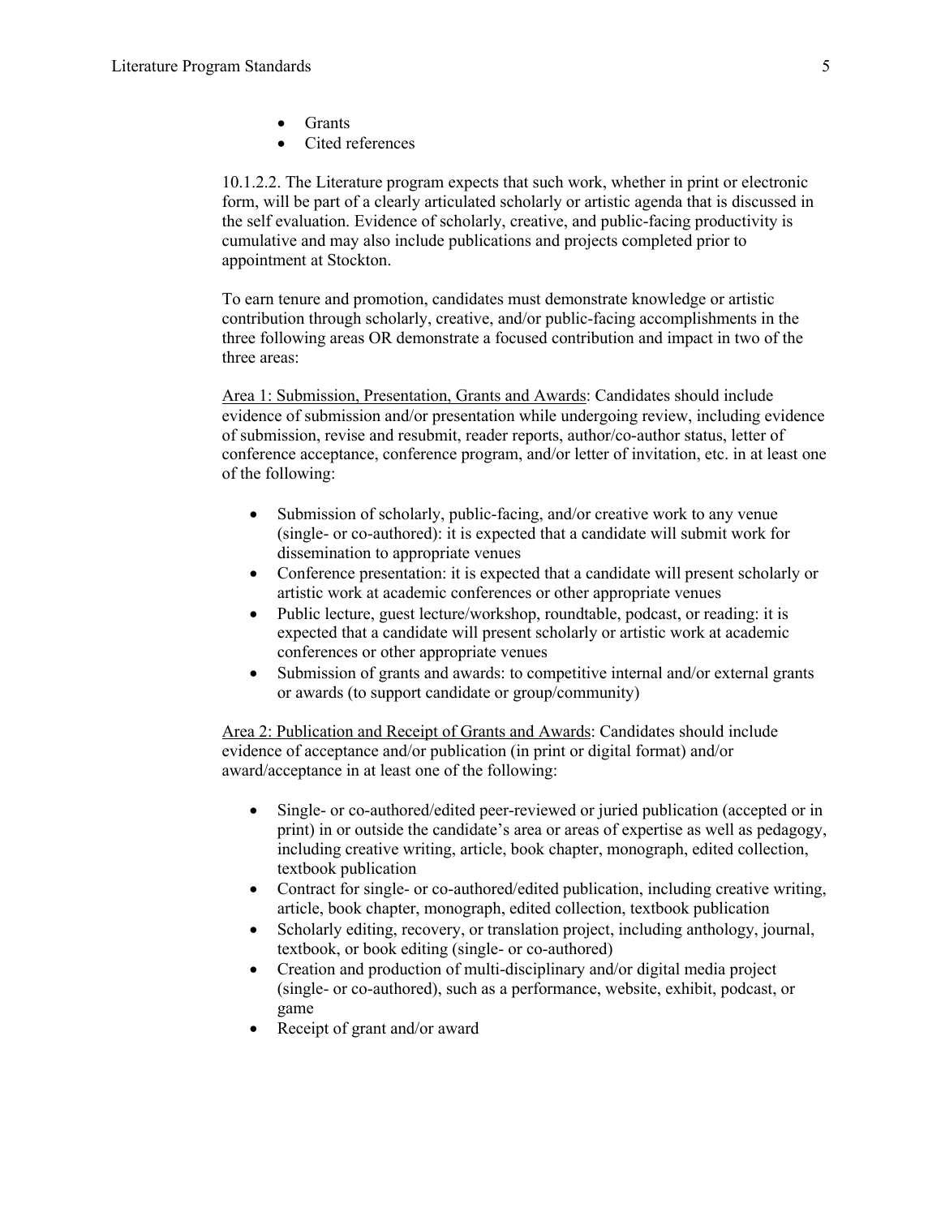- Grants
- Cited references

10.1.2.2. The Literature program expects that such work, whether in print or electronic form, will be part of a clearly articulated scholarly or artistic agenda that is discussed in the self evaluation. Evidence of scholarly, creative, and public-facing productivity is cumulative and may also include publications and projects completed prior to appointment at Stockton.

To earn tenure and promotion, candidates must demonstrate knowledge or artistic contribution through scholarly, creative, and/or public-facing accomplishments in the three following areas OR demonstrate a focused contribution and impact in two of the three areas:

<u>Area 1: Submission, Presentation, Grants and Awards</u>: Candidates should include evidence of submission and/or presentation while undergoing review, including evidence of submission, revise and resubmit, reader reports, author/co-author status, letter of conference acceptance, conference program, and/or letter of invitation, etc. in at least one of the following:

- Submission of scholarly, public-facing, and/or creative work to any venue (single- or co-authored): it is expected that a candidate will submit work for dissemination to appropriate venues
- Conference presentation: it is expected that a candidate will present scholarly or artistic work at academic conferences or other appropriate venues
- Public lecture, guest lecture/workshop, roundtable, podcast, or reading: it is expected that a candidate will present scholarly or artistic work at academic conferences or other appropriate venues
- Submission of grants and awards: to competitive internal and/or external grants or awards (to support candidate or group/community)

<u>Area 2: Publication and Receipt of Grants and Awards</u>: Candidates should include evidence of acceptance and/or publication (in print or digital format) and/or award/acceptance in at least one of the following:

- Single- or co-authored/edited peer-reviewed or juried publication (accepted or in print) in or outside the candidate's area or areas of expertise as well as pedagogy, including creative writing, article, book chapter, monograph, edited collection, textbook publication
- Contract for single- or co-authored/edited publication, including creative writing, article, book chapter, monograph, edited collection, textbook publication
- Scholarly editing, recovery, or translation project, including anthology, journal, textbook, or book editing (single- or co-authored)
- Creation and production of multi-disciplinary and/or digital media project (single- or co-authored), such as a performance, website, exhibit, podcast, or game
- Receipt of grant and/or award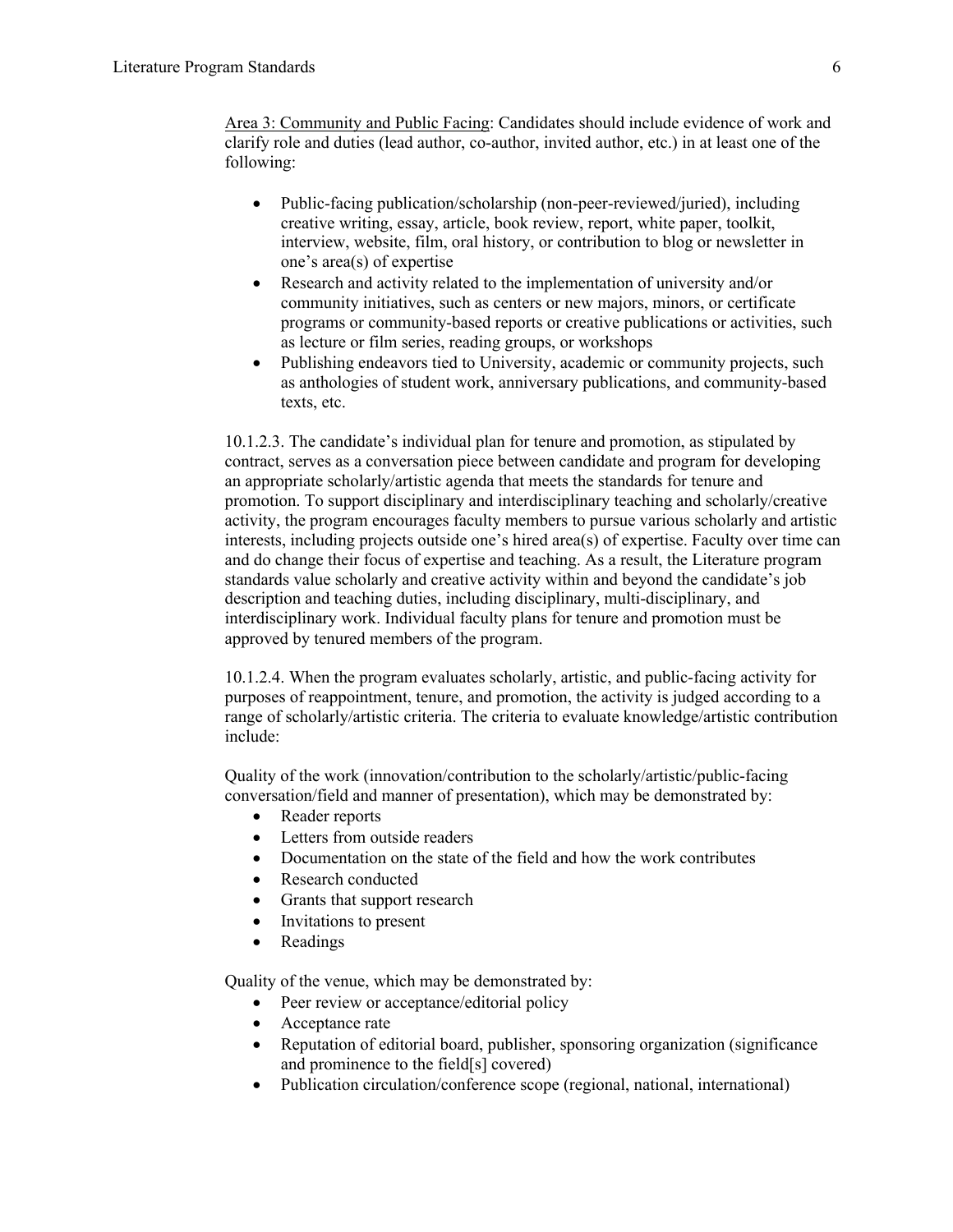<u>Area 3: Community and Public Facing</u>: Candidates should include evidence of work and clarify role and duties (lead author, co-author, invited author, etc.) in at least one of the following:

- Public-facing publication/scholarship (non-peer-reviewed/juried), including creative writing, essay, article, book review, report, white paper, toolkit, interview, website, film, oral history, or contribution to blog or newsletter in one's area(s) of expertise
- Research and activity related to the implementation of university and/or community initiatives, such as centers or new majors, minors, or certificate programs or community-based reports or creative publications or activities, such as lecture or film series, reading groups, or workshops
- Publishing endeavors tied to University, academic or community projects, such as anthologies of student work, anniversary publications, and community-based texts, etc.

10.1.2.3. The candidate's individual plan for tenure and promotion, as stipulated by contract, serves as a conversation piece between candidate and program for developing an appropriate scholarly/artistic agenda that meets the standards for tenure and promotion. To support disciplinary and interdisciplinary teaching and scholarly/creative activity, the program encourages faculty members to pursue various scholarly and artistic interests, including projects outside one's hired area(s) of expertise. Faculty over time can and do change their focus of expertise and teaching. As a result, the Literature program standards value scholarly and creative activity within and beyond the candidate's job description and teaching duties, including disciplinary, multi-disciplinary, and interdisciplinary work. Individual faculty plans for tenure and promotion must be approved by tenured members of the program.

10.1.2.4. When the program evaluates scholarly, artistic, and public-facing activity for purposes of reappointment, tenure, and promotion, the activity is judged according to a range of scholarly/artistic criteria. The criteria to evaluate knowledge/artistic contribution include:

Quality of the work (innovation/contribution to the scholarly/artistic/public-facing conversation/field and manner of presentation), which may be demonstrated by:

- Reader reports
- Letters from outside readers
- Documentation on the state of the field and how the work contributes
- Research conducted
- Grants that support research
- Invitations to present
- Readings

Quality of the venue, which may be demonstrated by:

- Peer review or acceptance/editorial policy
- Acceptance rate
- Reputation of editorial board, publisher, sponsoring organization (significance and prominence to the field[s] covered)
- Publication circulation/conference scope (regional, national, international)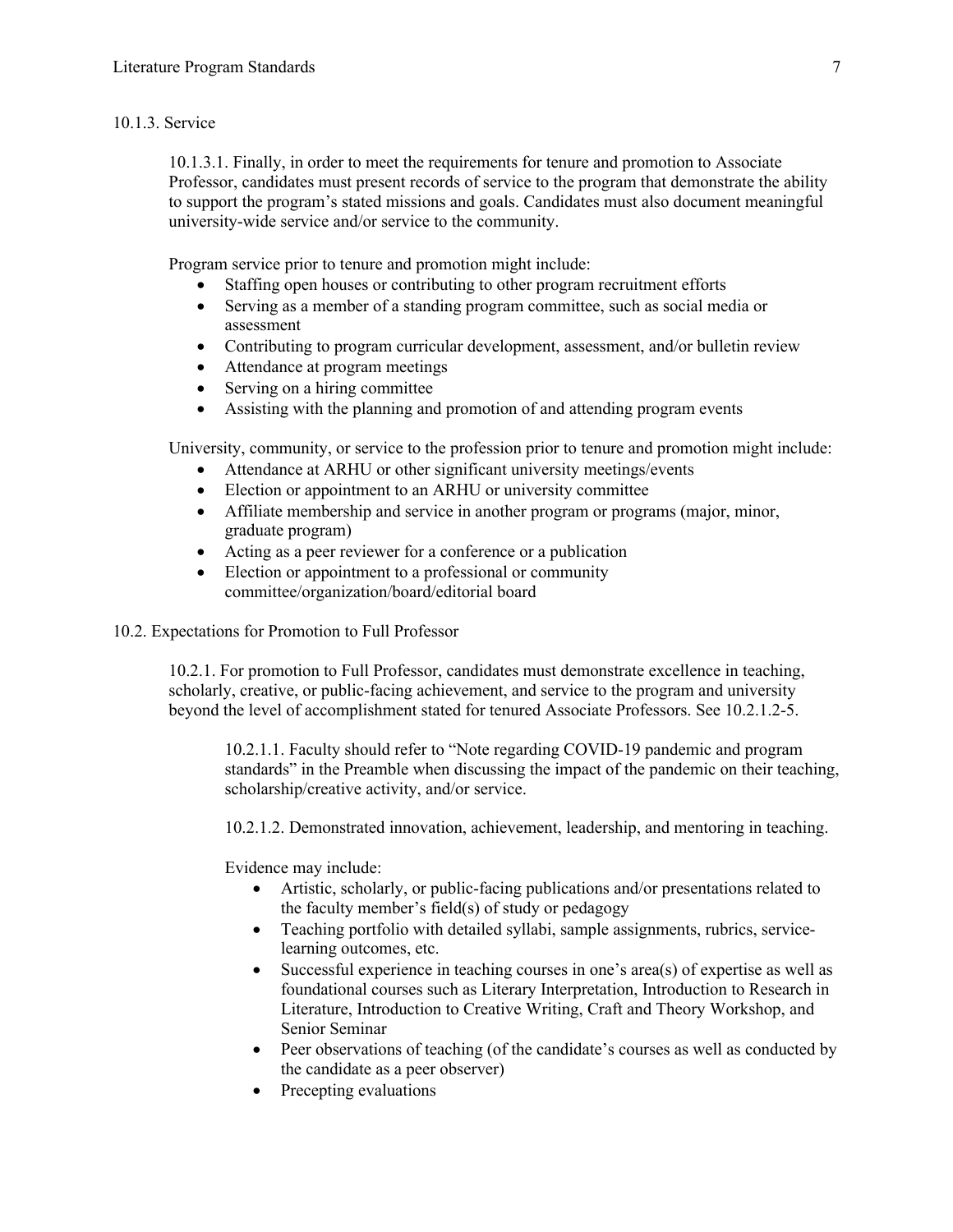10.1.3. Service

10.1.3.1. Finally, in order to meet the requirements for tenure and promotion to Associate Professor, candidates must present records of service to the program that demonstrate the ability to support the program's stated missions and goals. Candidates must also document meaningful university-wide service and/or service to the community.

Program service prior to tenure and promotion might include:

- Staffing open houses or contributing to other program recruitment efforts
- Serving as a member of a standing program committee, such as social media or assessment
- Contributing to program curricular development, assessment, and/or bulletin review
- Attendance at program meetings
- Serving on a hiring committee
- Assisting with the planning and promotion of and attending program events

University, community, or service to the profession prior to tenure and promotion might include:

- Attendance at ARHU or other significant university meetings/events
- Election or appointment to an ARHU or university committee
- Affiliate membership and service in another program or programs (major, minor, graduate program)
- Acting as a peer reviewer for a conference or a publication
- Election or appointment to a professional or community committee/organization/board/editorial board

10.2. Expectations for Promotion to Full Professor

10.2.1. For promotion to Full Professor, candidates must demonstrate excellence in teaching, scholarly, creative, or public-facing achievement, and service to the program and university beyond the level of accomplishment stated for tenured Associate Professors. See 10.2.1.2-5.

10.2.1.1. Faculty should refer to "Note regarding COVID-19 pandemic and program standards" in the Preamble when discussing the impact of the pandemic on their teaching, scholarship/creative activity, and/or service.

10.2.1.2. Demonstrated innovation, achievement, leadership, and mentoring in teaching.

Evidence may include:

- Artistic, scholarly, or public-facing publications and/or presentations related to the faculty member's field(s) of study or pedagogy
- Teaching portfolio with detailed syllabi, sample assignments, rubrics, service-learning outcomes, etc.
- Successful experience in teaching courses in one's area(s) of expertise as well as foundational courses such as Literary Interpretation, Introduction to Research in Literature, Introduction to Creative Writing, Craft and Theory Workshop, and Senior Seminar
- Peer observations of teaching (of the candidate's courses as well as conducted by the candidate as a peer observer)
- Precepting evaluations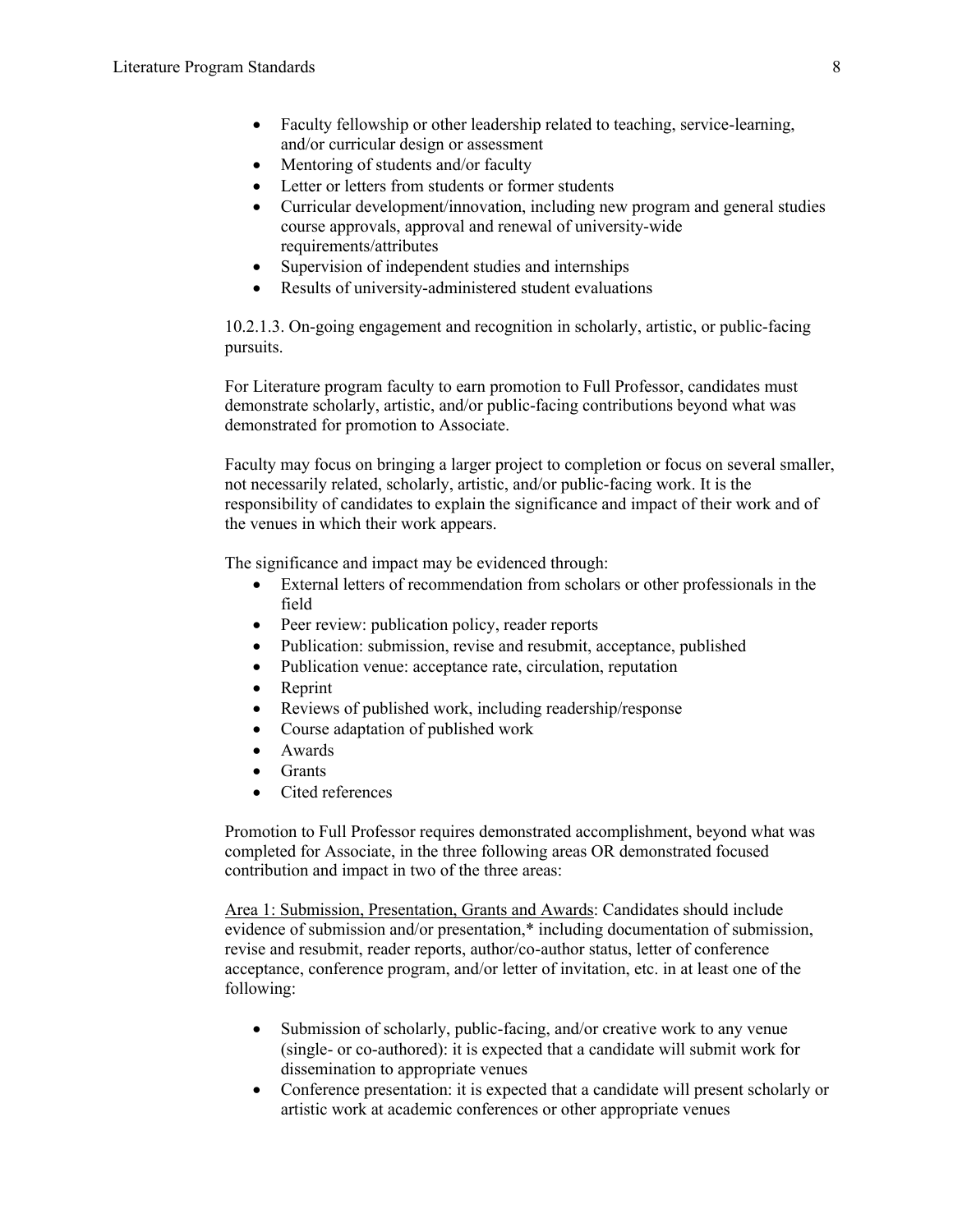- Faculty fellowship or other leadership related to teaching, service-learning, and/or curricular design or assessment
- Mentoring of students and/or faculty
- Letter or letters from students or former students
- Curricular development/innovation, including new program and general studies course approvals, approval and renewal of university-wide requirements/attributes
- Supervision of independent studies and internships
- Results of university-administered student evaluations

10.2.1.3. On-going engagement and recognition in scholarly, artistic, or public-facing pursuits.

For Literature program faculty to earn promotion to Full Professor, candidates must demonstrate scholarly, artistic, and/or public-facing contributions beyond what was demonstrated for promotion to Associate.

Faculty may focus on bringing a larger project to completion or focus on several smaller, not necessarily related, scholarly, artistic, and/or public-facing work. It is the responsibility of candidates to explain the significance and impact of their work and of the venues in which their work appears.

The significance and impact may be evidenced through:

- External letters of recommendation from scholars or other professionals in the field
- Peer review: publication policy, reader reports
- Publication: submission, revise and resubmit, acceptance, published
- Publication venue: acceptance rate, circulation, reputation
- Reprint
- Reviews of published work, including readership/response
- Course adaptation of published work
- Awards
- Grants
- Cited references

Promotion to Full Professor requires demonstrated accomplishment, beyond what was completed for Associate, in the three following areas OR demonstrated focused contribution and impact in two of the three areas:

<u>Area 1: Submission, Presentation, Grants and Awards</u>: Candidates should include evidence of submission and/or presentation,* including documentation of submission, revise and resubmit, reader reports, author/co-author status, letter of conference acceptance, conference program, and/or letter of invitation, etc. in at least one of the following:

- Submission of scholarly, public-facing, and/or creative work to any venue (single- or co-authored): it is expected that a candidate will submit work for dissemination to appropriate venues
- Conference presentation: it is expected that a candidate will present scholarly or artistic work at academic conferences or other appropriate venues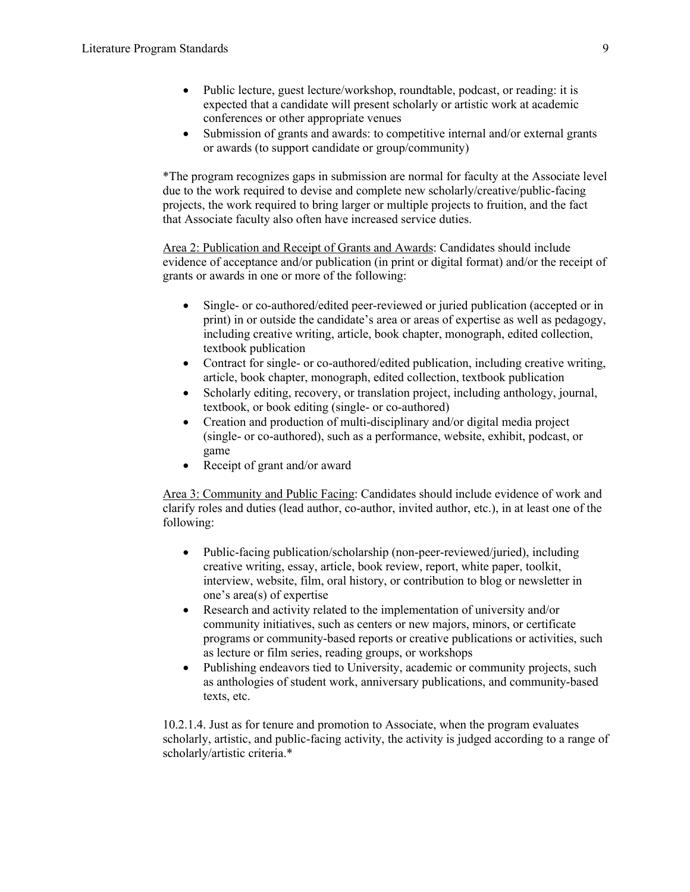- Public lecture, guest lecture/workshop, roundtable, podcast, or reading: it is expected that a candidate will present scholarly or artistic work at academic conferences or other appropriate venues
- Submission of grants and awards: to competitive internal and/or external grants or awards (to support candidate or group/community)

*The program recognizes gaps in submission are normal for faculty at the Associate level due to the work required to devise and complete new scholarly/creative/public-facing projects, the work required to bring larger or multiple projects to fruition, and the fact that Associate faculty also often have increased service duties.

<u>Area 2: Publication and Receipt of Grants and Awards</u>: Candidates should include evidence of acceptance and/or publication (in print or digital format) and/or the receipt of grants or awards in one or more of the following:

- Single- or co-authored/edited peer-reviewed or juried publication (accepted or in print) in or outside the candidate's area or areas of expertise as well as pedagogy, including creative writing, article, book chapter, monograph, edited collection, textbook publication
- Contract for single- or co-authored/edited publication, including creative writing, article, book chapter, monograph, edited collection, textbook publication
- Scholarly editing, recovery, or translation project, including anthology, journal, textbook, or book editing (single- or co-authored)
- Creation and production of multi-disciplinary and/or digital media project (single- or co-authored), such as a performance, website, exhibit, podcast, or game
- Receipt of grant and/or award

<u>Area 3: Community and Public Facing</u>: Candidates should include evidence of work and clarify roles and duties (lead author, co-author, invited author, etc.), in at least one of the following:

- Public-facing publication/scholarship (non-peer-reviewed/juried), including creative writing, essay, article, book review, report, white paper, toolkit, interview, website, film, oral history, or contribution to blog or newsletter in one's area(s) of expertise
- Research and activity related to the implementation of university and/or community initiatives, such as centers or new majors, minors, or certificate programs or community-based reports or creative publications or activities, such as lecture or film series, reading groups, or workshops
- Publishing endeavors tied to University, academic or community projects, such as anthologies of student work, anniversary publications, and community-based texts, etc.

10.2.1.4. Just as for tenure and promotion to Associate, when the program evaluates scholarly, artistic, and public-facing activity, the activity is judged according to a range of scholarly/artistic criteria.*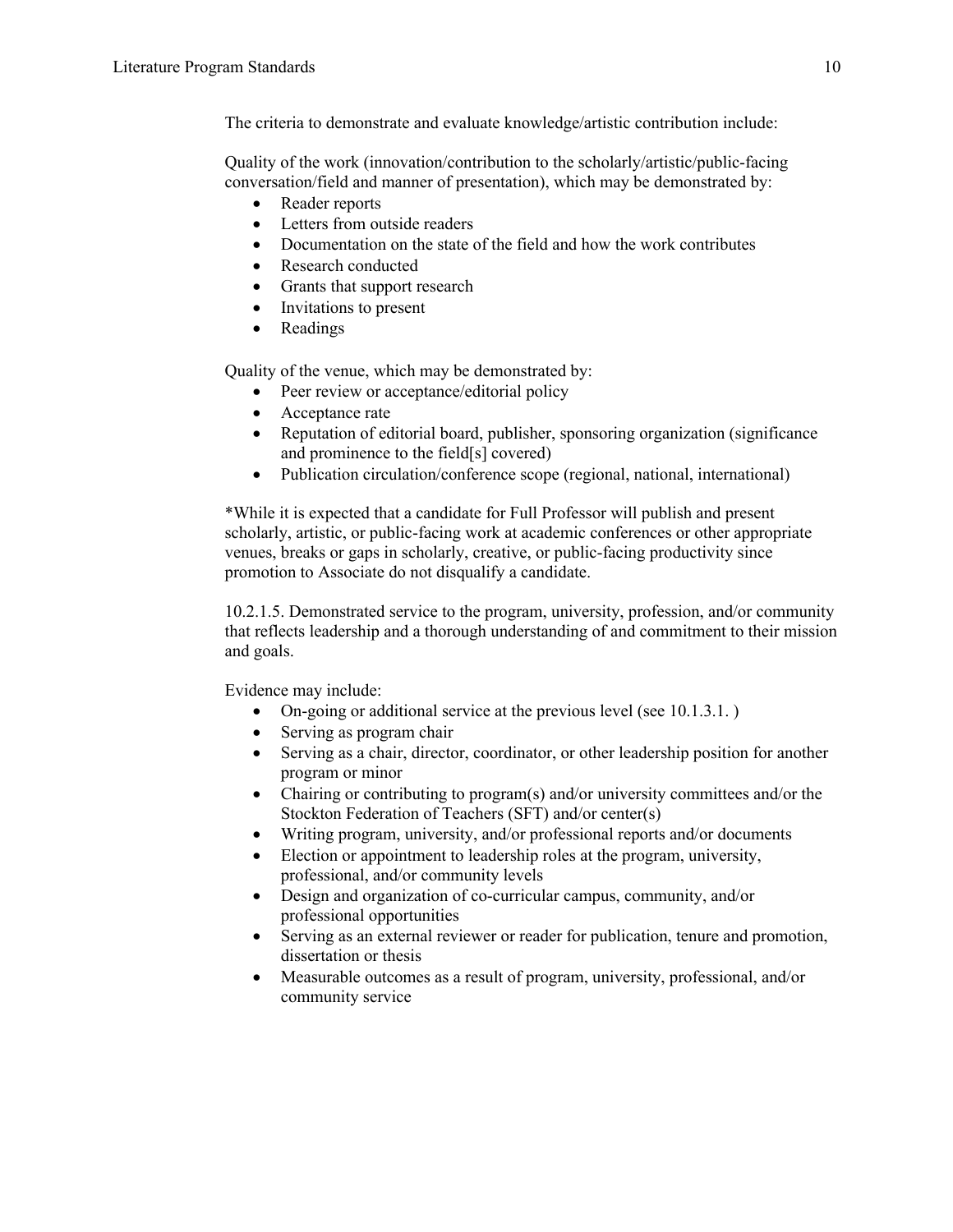The criteria to demonstrate and evaluate knowledge/artistic contribution include:

Quality of the work (innovation/contribution to the scholarly/artistic/public-facing conversation/field and manner of presentation), which may be demonstrated by:

- Reader reports
- Letters from outside readers
- Documentation on the state of the field and how the work contributes
- Research conducted
- Grants that support research
- Invitations to present
- Readings

Quality of the venue, which may be demonstrated by:

- Peer review or acceptance/editorial policy
- Acceptance rate
- Reputation of editorial board, publisher, sponsoring organization (significance and prominence to the field[s] covered)
- Publication circulation/conference scope (regional, national, international)

*While it is expected that a candidate for Full Professor will publish and present scholarly, artistic, or public-facing work at academic conferences or other appropriate venues, breaks or gaps in scholarly, creative, or public-facing productivity since promotion to Associate do not disqualify a candidate.

10.2.1.5. Demonstrated service to the program, university, profession, and/or community that reflects leadership and a thorough understanding of and commitment to their mission and goals.

Evidence may include:

- On-going or additional service at the previous level (see 10.1.3.1. )
- Serving as program chair
- Serving as a chair, director, coordinator, or other leadership position for another program or minor
- Chairing or contributing to program(s) and/or university committees and/or the Stockton Federation of Teachers (SFT) and/or center(s)
- Writing program, university, and/or professional reports and/or documents
- Election or appointment to leadership roles at the program, university, professional, and/or community levels
- Design and organization of co-curricular campus, community, and/or professional opportunities
- Serving as an external reviewer or reader for publication, tenure and promotion, dissertation or thesis
- Measurable outcomes as a result of program, university, professional, and/or community service